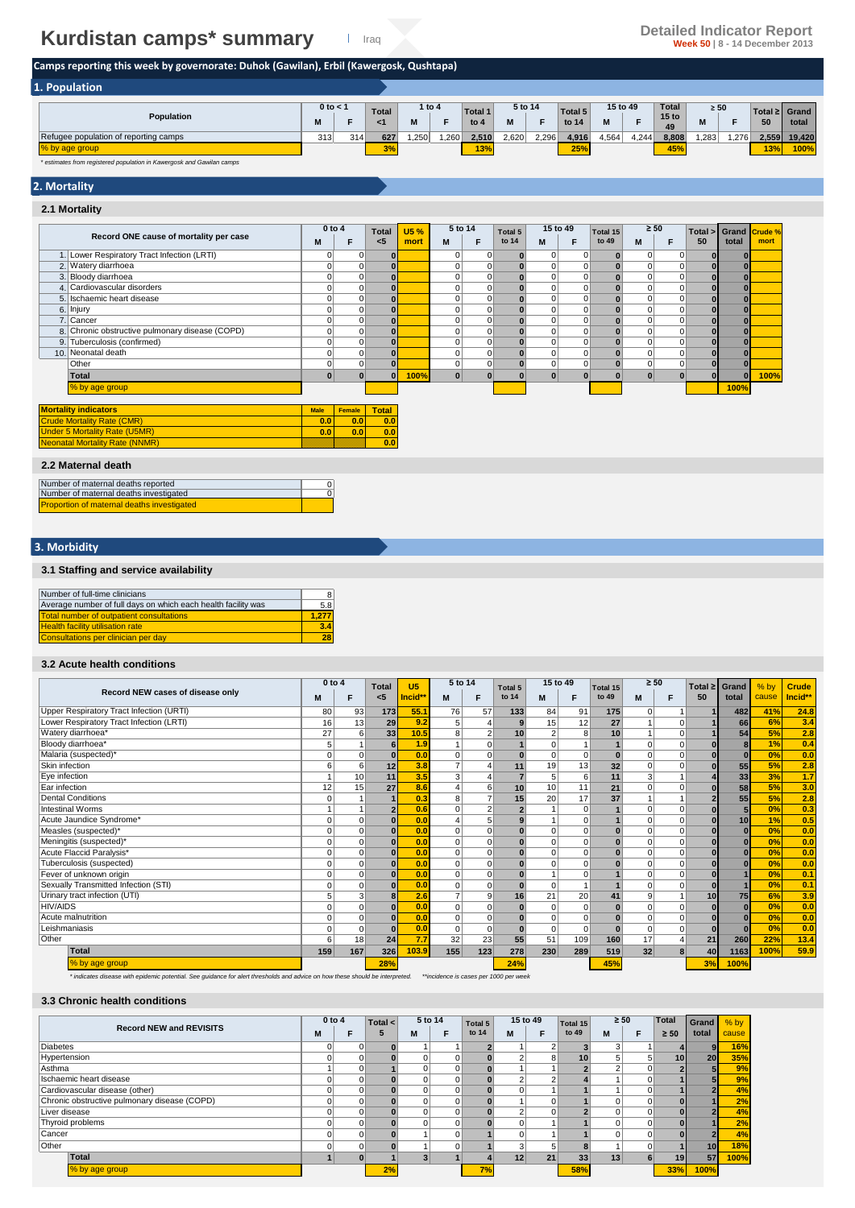# Kurdistan camps* summary

Iraq

**Detailed Indicator Report**
**Week 50** | 8 - 14 December 2013

**Camps reporting this week by governorate: Duhok (Gawilan), Erbil (Kawergosk, Qushtapa)**

## 1. Population

| Population | 0 to < 1 | | Total <1 | 1 to 4 | | Total 1 to 4 | 5 to 14 | | Total 5 to 14 | 15 to 49 | | Total 15 to 49 | ≥ 50 | | Total ≥ 50 | Grand total |
|---|---|---|---|---|---|---|---|---|---|---|---|---|---|---|---|---|
| | M | F | | M | F | | M | F | | M | F | | M | F | | |
| Refugee population of reporting camps | 313 | 314 | 627 | 1,250 | 1,260 | 2,510 | 2,620 | 2,296 | 4,916 | 4,564 | 4,244 | 8,808 | 1,283 | 1,276 | 2,559 | 19,420 |
| % by age group | | | 3% | | | 13% | | | 25% | | | 45% | | | 13% | 100% |

*\* estimates from registered population in Kawergosk and Gawilan camps*

## 2. Mortality

### 2.1 Mortality

| Record ONE cause of mortality per case | 0 to 4 | | Total <5 | U5 % mort | 5 to 14 | | Total 5 to 14 | 15 to 49 | | Total 15 to 49 | ≥ 50 | | Total > 50 | Grand total | Crude % mort |
|---|---|---|---|---|---|---|---|---|---|---|---|---|---|---|---|
| | M | F | | | M | F | | M | F | | M | F | | | |
| 1. Lower Respiratory Tract Infection (LRTI) | 0 | 0 | 0 | | 0 | 0 | 0 | 0 | 0 | 0 | 0 | 0 | 0 | 0 | |
| 2. Watery diarrhoea | 0 | 0 | 0 | | 0 | 0 | 0 | 0 | 0 | 0 | 0 | 0 | 0 | 0 | |
| 3. Bloody diarrhoea | 0 | 0 | 0 | | 0 | 0 | 0 | 0 | 0 | 0 | 0 | 0 | 0 | 0 | |
| 4. Cardiovascular disorders | 0 | 0 | 0 | | 0 | 0 | 0 | 0 | 0 | 0 | 0 | 0 | 0 | 0 | |
| 5. Ischaemic heart disease | 0 | 0 | 0 | | 0 | 0 | 0 | 0 | 0 | 0 | 0 | 0 | 0 | 0 | |
| 6. Injury | 0 | 0 | 0 | | 0 | 0 | 0 | 0 | 0 | 0 | 0 | 0 | 0 | 0 | |
| 7. Cancer | 0 | 0 | 0 | | 0 | 0 | 0 | 0 | 0 | 0 | 0 | 0 | 0 | 0 | |
| 8. Chronic obstructive pulmonary disease (COPD) | 0 | 0 | 0 | | 0 | 0 | 0 | 0 | 0 | 0 | 0 | 0 | 0 | 0 | |
| 9. Tuberculosis (confirmed) | 0 | 0 | 0 | | 0 | 0 | 0 | 0 | 0 | 0 | 0 | 0 | 0 | 0 | |
| 10. Neonatal death | 0 | 0 | 0 | | 0 | 0 | 0 | 0 | 0 | 0 | 0 | 0 | 0 | 0 | |
| Other | 0 | 0 | 0 | | 0 | 0 | 0 | 0 | 0 | 0 | 0 | 0 | 0 | 0 | |
| **Total** | 0 | 0 | 0 | 100% | 0 | 0 | 0 | 0 | 0 | 0 | 0 | 0 | 0 | 0 | 100% |
| % by age group | | | | | | | | | | | | | | 100% | |

| Mortality indicators | Male | Female | Total |
|---|---|---|---|
| Crude Mortality Rate (CMR) | 0.0 | 0.0 | 0.0 |
| Under 5 Mortality Rate (U5MR) | 0.0 | 0.0 | 0.0 |
| Neonatal Mortality Rate (NNMR) | | | 0.0 |

### 2.2 Maternal death

| | |
|---|---|
| Number of maternal deaths reported | 0 |
| Number of maternal deaths investigated | 0 |
| Proportion of maternal deaths investigated | |

## 3. Morbidity

### 3.1 Staffing and service availability

| | |
|---|---|
| Number of full-time clinicians | 8 |
| Average number of full days on which each health facility was | 5.8 |
| Total number of outpatient consultations | 1,277 |
| Health facility utilisation rate | 3.4 |
| Consultations per clinician per day | 28 |

### 3.2 Acute health conditions

| Record NEW cases of disease only | 0 to 4 | | Total <5 | U5 Incid** | 5 to 14 | | Total 5 to 14 | 15 to 49 | | Total 15 to 49 | ≥ 50 | | Total ≥ 50 | Grand total | % by cause | Crude Incid** |
|---|---|---|---|---|---|---|---|---|---|---|---|---|---|---|---|---|
| | M | F | | | M | F | | M | F | | M | F | | | | |
| Upper Respiratory Tract Infection (URTI) | 80 | 93 | 173 | 55.1 | 76 | 57 | 133 | 84 | 91 | 175 | 0 | 1 | 1 | 482 | 41% | 24.8 |
| Lower Respiratory Tract Infection (LRTI) | 16 | 13 | 29 | 9.2 | 5 | 4 | 9 | 15 | 12 | 27 | 1 | 0 | 1 | 66 | 6% | 3.4 |
| Watery diarrhoea* | 27 | 6 | 33 | 10.5 | 8 | 2 | 10 | 2 | 8 | 10 | 1 | 0 | 1 | 54 | 5% | 2.8 |
| Bloody diarrhoea* | 5 | 1 | 6 | 1.9 | 1 | 0 | 1 | 0 | 1 | 1 | 0 | 0 | 0 | 8 | 1% | 0.4 |
| Malaria (suspected)* | 0 | 0 | 0 | 0.0 | 0 | 0 | 0 | 0 | 0 | 0 | 0 | 0 | 0 | 0 | 0% | 0.0 |
| Skin infection | 6 | 6 | 12 | 3.8 | 7 | 4 | 11 | 19 | 13 | 32 | 0 | 0 | 0 | 55 | 5% | 2.8 |
| Eye infection | 1 | 10 | 11 | 3.5 | 3 | 4 | 7 | 5 | 6 | 11 | 3 | 1 | 4 | 33 | 3% | 1.7 |
| Ear infection | 12 | 15 | 27 | 8.6 | 4 | 6 | 10 | 10 | 11 | 21 | 0 | 0 | 0 | 58 | 5% | 3.0 |
| Dental Conditions | 0 | 1 | 1 | 0.3 | 8 | 7 | 15 | 20 | 17 | 37 | 1 | 1 | 2 | 55 | 5% | 2.8 |
| Intestinal Worms | 1 | 1 | 2 | 0.6 | 0 | 2 | 2 | 1 | 0 | 1 | 0 | 0 | 0 | 5 | 0% | 0.3 |
| Acute Jaundice Syndrome* | 0 | 0 | 0 | 0.0 | 4 | 5 | 9 | 1 | 0 | 1 | 0 | 0 | 0 | 10 | 1% | 0.5 |
| Measles (suspected)* | 0 | 0 | 0 | 0.0 | 0 | 0 | 0 | 0 | 0 | 0 | 0 | 0 | 0 | 0 | 0% | 0.0 |
| Meningitis (suspected)* | 0 | 0 | 0 | 0.0 | 0 | 0 | 0 | 0 | 0 | 0 | 0 | 0 | 0 | 0 | 0% | 0.0 |
| Acute Flaccid Paralysis* | 0 | 0 | 0 | 0.0 | 0 | 0 | 0 | 0 | 0 | 0 | 0 | 0 | 0 | 0 | 0% | 0.0 |
| Tuberculosis (suspected) | 0 | 0 | 0 | 0.0 | 0 | 0 | 0 | 0 | 0 | 0 | 0 | 0 | 0 | 0 | 0% | 0.0 |
| Fever of unknown origin | 0 | 0 | 0 | 0.0 | 0 | 0 | 0 | 1 | 0 | 1 | 0 | 0 | 0 | 1 | 0% | 0.1 |
| Sexually Transmitted Infection (STI) | 0 | 0 | 0 | 0.0 | 0 | 0 | 0 | 0 | 1 | 1 | 0 | 0 | 0 | 1 | 0% | 0.1 |
| Urinary tract infection (UTI) | 5 | 3 | 8 | 2.6 | 7 | 9 | 16 | 21 | 20 | 41 | 9 | 1 | 10 | 75 | 6% | 3.9 |
| HIV/AIDS | 0 | 0 | 0 | 0.0 | 0 | 0 | 0 | 0 | 0 | 0 | 0 | 0 | 0 | 0 | 0% | 0.0 |
| Acute malnutrition | 0 | 0 | 0 | 0.0 | 0 | 0 | 0 | 0 | 0 | 0 | 0 | 0 | 0 | 0 | 0% | 0.0 |
| Leishmaniasis | 0 | 0 | 0 | 0.0 | 0 | 0 | 0 | 0 | 0 | 0 | 0 | 0 | 0 | 0 | 0% | 0.0 |
| Other | 6 | 18 | 24 | 7.7 | 32 | 23 | 55 | 51 | 109 | 160 | 17 | 4 | 21 | 260 | 22% | 13.4 |
| **Total** | 159 | 167 | 326 | 103.9 | 155 | 123 | 278 | 230 | 289 | 519 | 32 | 8 | 40 | 1163 | 100% | 59.9 |
| % by age group | | | 28% | | | | 24% | | | 45% | | | 3% | 100% | | |

*\* indicates disease with epidemic potential. See guidance for alert thresholds and advice on how these should be interpreted. \*\*incidence is cases per 1000 per week*

### 3.3 Chronic health conditions

| Record NEW and REVISITS | 0 to 4 | | Total < 5 | 5 to 14 | | Total 5 to 14 | 15 to 49 | | Total 15 to 49 | ≥ 50 | | Total ≥ 50 | Grand total | % by cause |
|---|---|---|---|---|---|---|---|---|---|---|---|---|---|---|
| | M | F | | M | F | | M | F | | M | F | | | |
| Diabetes | 0 | 0 | 0 | 1 | 1 | 2 | 1 | 2 | 3 | 3 | 1 | 4 | 9 | 16% |
| Hypertension | 0 | 0 | 0 | 0 | 0 | 0 | 2 | 8 | 10 | 5 | 5 | 10 | 20 | 35% |
| Asthma | 1 | 0 | 1 | 0 | 0 | 0 | 1 | 1 | 2 | 2 | 0 | 2 | 5 | 9% |
| Ischaemic heart disease | 0 | 0 | 0 | 0 | 0 | 0 | 2 | 2 | 4 | 1 | 0 | 1 | 5 | 9% |
| Cardiovascular disease (other) | 0 | 0 | 0 | 0 | 0 | 0 | 0 | 1 | 1 | 1 | 0 | 1 | 2 | 4% |
| Chronic obstructive pulmonary disease (COPD) | 0 | 0 | 0 | 0 | 0 | 0 | 1 | 0 | 1 | 0 | 0 | 0 | 1 | 2% |
| Liver disease | 0 | 0 | 0 | 0 | 0 | 0 | 2 | 0 | 2 | 0 | 0 | 0 | 2 | 4% |
| Thyroid problems | 0 | 0 | 0 | 0 | 0 | 0 | 0 | 1 | 1 | 0 | 0 | 0 | 1 | 2% |
| Cancer | 0 | 0 | 0 | 1 | 0 | 1 | 0 | 1 | 1 | 0 | 0 | 0 | 2 | 4% |
| Other | 0 | 0 | 0 | 1 | 0 | 1 | 3 | 5 | 8 | 1 | 0 | 1 | 10 | 18% |
| **Total** | 1 | 0 | 1 | 3 | 1 | 4 | 12 | 21 | 33 | 13 | 6 | 19 | 57 | 100% |
| % by age group | | | 2% | | | 7% | | | 58% | | | 33% | 100% | |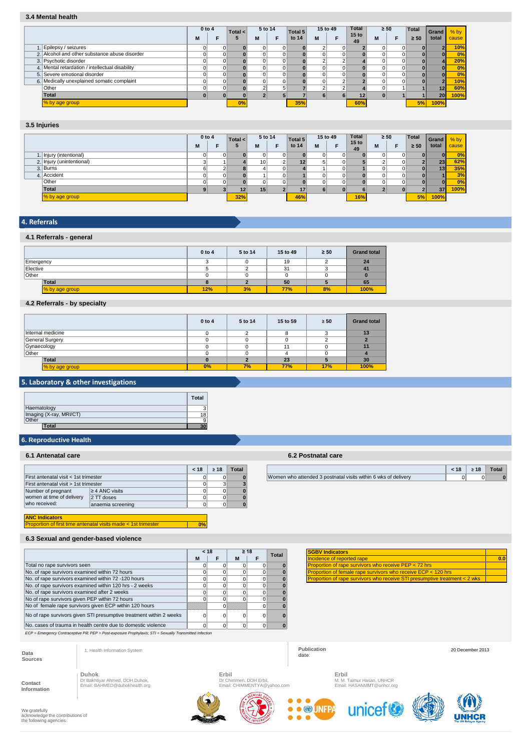### 3.4 Mental health

| | 0 to 4 | | Total < 5 | 5 to 14 | | Total 5 to 14 | 15 to 49 | | Total 15 to 49 | ≥ 50 | | Total ≥ 50 | Grand total | % by cause |
|---|---|---|---|---|---|---|---|---|---|---|---|---|---|---|
| | M | F | | M | F | | M | F | | M | F | | | |
| 1. Epilepsy / seizures | 0 | 0 | 0 | 0 | 0 | 0 | 2 | 0 | 2 | 0 | 0 | 0 | 2 | 10% |
| 2. Alcohol and other substance abuse disorder | 0 | 0 | 0 | 0 | 0 | 0 | 0 | 0 | 0 | 0 | 0 | 0 | 0 | 0% |
| 3. Psychotic disorder | 0 | 0 | 0 | 0 | 0 | 0 | 2 | 2 | 4 | 0 | 0 | 0 | 4 | 20% |
| 4. Mental retardation / intellectual disability | 0 | 0 | 0 | 0 | 0 | 0 | 0 | 0 | 0 | 0 | 0 | 0 | 0 | 0% |
| 5. Severe emotional disorder | 0 | 0 | 0 | 0 | 0 | 0 | 0 | 0 | 0 | 0 | 0 | 0 | 0 | 0% |
| 6. Medically unexplained somatic complaint | 0 | 0 | 0 | 0 | 0 | 0 | 0 | 2 | 2 | 0 | 0 | 0 | 2 | 10% |
| Other | 0 | 0 | 0 | 2 | 5 | 7 | 2 | 2 | 4 | 0 | 1 | 1 | 12 | 60% |
| Total | 0 | 0 | 0 | 2 | 5 | 7 | 6 | 6 | 12 | 0 | 1 | 1 | 20 | 100% |
| % by age group | | | 0% | | | 35% | | | 60% | | | 5% | 100% | |

### 3.5 Injuries

| | 0 to 4 | | Total < 5 | 5 to 14 | | Total 5 to 14 | 15 to 49 | | Total 15 to 49 | ≥ 50 | | Total ≥ 50 | Grand total | % by cause |
|---|---|---|---|---|---|---|---|---|---|---|---|---|---|---|
| | M | F | | M | F | | M | F | | M | F | | | |
| 1. Injury (intentional) | 0 | 0 | 0 | 0 | 0 | 0 | 0 | 0 | 0 | 0 | 0 | 0 | 0 | 0% |
| 2. Injury (unintentional) | 3 | 1 | 4 | 10 | 2 | 12 | 5 | 0 | 5 | 2 | 0 | 2 | 23 | 62% |
| 3. Burns | 6 | 2 | 8 | 4 | 0 | 4 | 1 | 0 | 1 | 0 | 0 | 0 | 13 | 35% |
| 4. Accident | 0 | 0 | 0 | 1 | 0 | 1 | 0 | 0 | 0 | 0 | 0 | 0 | 1 | 3% |
| Other | 0 | 0 | 0 | 0 | 0 | 0 | 0 | 0 | 0 | 0 | 0 | 0 | 0 | 0% |
| Total | 9 | 3 | 12 | 15 | 2 | 17 | 6 | 0 | 6 | 2 | 0 | 2 | 37 | 100% |
| % by age group | | | 32% | | | 46% | | | 16% | | | 5% | 100% | |

## 4. Referrals

### 4.1 Referrals - general

| | 0 to 4 | 5 to 14 | 15 to 49 | ≥ 50 | Grand total |
|---|---|---|---|---|---|
| Emergency | 3 | 0 | 19 | 2 | 24 |
| Elective | 5 | 2 | 31 | 3 | 41 |
| Other | 0 | 0 | 0 | 0 | 0 |
| Total | 8 | 2 | 50 | 5 | 65 |
| % by age group | 12% | 3% | 77% | 8% | 100% |

### 4.2 Referrals - by specialty

| | 0 to 4 | 5 to 14 | 15 to 59 | ≥ 50 | Grand total |
|---|---|---|---|---|---|
| Internal medicine | 0 | 2 | 8 | 3 | 13 |
| General Surgery | 0 | 0 | 0 | 2 | 2 |
| Gynaecology | 0 | 0 | 11 | 0 | 11 |
| Other | 0 | 0 | 4 | 0 | 4 |
| Total | 0 | 2 | 23 | 5 | 30 |
| % by age group | 0% | 7% | 77% | 17% | 100% |

## 5. Laboratory & other investigations

| | Total |
|---|---|
| Haematology | 3 |
| Imaging (X-ray, MRI/CT) | 18 |
| Other | 9 |
| Total | 30 |

## 6. Reproductive Health

### 6.1 Antenatal care

| | | < 18 | ≥ 18 | Total |
|---|---|---|---|---|
| First antenatal visit < 1st trimester | | 0 | 0 | 0 |
| First antenatal visit > 1st trimester | | 0 | 3 | 3 |
| Number of pregnant women at time of delivery who received: | ≥ 4 ANC visits | 0 | 0 | 0 |
| | 2 TT doses | 0 | 0 | 0 |
| | anaemia screening | 0 | 0 | 0 |

| ANC Indicators | |
|---|---|
| Proportion of first time antenatal visits made < 1st trimester | 0% |

### 6.2 Postnatal care

| | < 18 | ≥ 18 | Total |
|---|---|---|---|
| Women who attended 3 postnatal visits within 6 wks of delivery | 0 | 0 | 0 |

### 6.3 Sexual and gender-based violence

| | < 18 | | ≥ 18 | | Total |
|---|---|---|---|---|---|
| | M | F | M | F | |
| Total no rape survivors seen | 0 | 0 | 0 | 0 | 0 |
| No. of rape survivors examined within 72 hours | 0 | 0 | 0 | 0 | 0 |
| No. of rape survivors examined within 72 -120 hours | 0 | 0 | 0 | 0 | 0 |
| No. of rape survivors examined within 120 hrs - 2 weeks | 0 | 0 | 0 | 0 | 0 |
| No. of rape survivors examined after 2 weeks | 0 | 0 | 0 | 0 | 0 |
| No of rape survivors given PEP within 72 hours | 0 | 0 | 0 | 0 | 0 |
| No of female rape survivors given ECP within 120 hours | | 0 | | 0 | 0 |
| No of rape survivors given STI presumptive treatment within 2 weeks | 0 | 0 | 0 | 0 | 0 |
| No. cases of trauma in health centre due to domestic violence | 0 | 0 | 0 | 0 | 0 |

*ECP = Emergency Contraceptive Pill; PEP = Post-exposure Prophylaxis; STI = Sexually Transmitted Infection*

| SGBV Indicators | |
|---|---|
| Incidence of reported rape | 0.0 |
| Proportion of rape survivors who receive PEP < 72 hrs | |
| Proportion of female rape survivors who receive ECP < 120 hrs | |
| Proportion of rape survivors who receive STI presumptive treatment < 2 wks | |

**Data Sources**
1. Health Information System

**Publication date:** 20 December 2013

**Contact Information**

**Duhok**
Dr Bakhtiyar Ahmed, DOH Duhok,
Email: BAHMED@duhokhealth.org

**Erbil**
Dr Chimmen, DOH Erbil,
Email: CHIMMENTYA@yahoo.com

**Erbil**
M. M. Taimur Hasan, UNHCR
Email: HASANMMT@unhcr.org

We gratefully acknowledge the contributions of the following agencies: